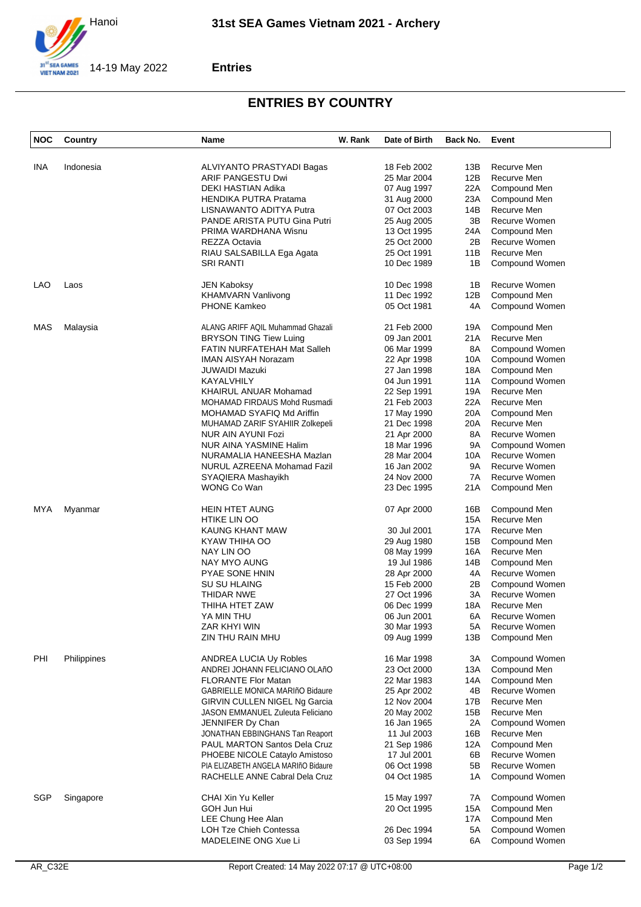# 31st SEA Games Vietnam 2021 - Archery

Hanoi

14-19 May 2022

**Entries**

## ENTRIES BY COUNTRY

| NOC | Country | Name | W. Rank | Date of Birth | Back No. | Event |
|---|---|---|---|---|---|---|
| INA | Indonesia | ALVIYANTO PRASTYADI Bagas | | 18 Feb 2002 | 13B | Recurve Men |
| | | ARIF PANGESTU Dwi | | 25 Mar 2004 | 12B | Recurve Men |
| | | DEKI HASTIAN Adika | | 07 Aug 1997 | 22A | Compound Men |
| | | HENDIKA PUTRA Pratama | | 31 Aug 2000 | 23A | Compound Men |
| | | LISNAWANTO ADITYA Putra | | 07 Oct 2003 | 14B | Recurve Men |
| | | PANDE ARISTA PUTU Gina Putri | | 25 Aug 2005 | 3B | Recurve Women |
| | | PRIMA WARDHANA Wisnu | | 13 Oct 1995 | 24A | Compound Men |
| | | REZZA Octavia | | 25 Oct 2000 | 2B | Recurve Women |
| | | RIAU SALSABILLA Ega Agata | | 25 Oct 1991 | 11B | Recurve Men |
| | | SRI RANTI | | 10 Dec 1989 | 1B | Compound Women |
| LAO | Laos | JEN Kaboksy | | 10 Dec 1998 | 1B | Recurve Women |
| | | KHAMVARN Vanlivong | | 11 Dec 1992 | 12B | Compound Men |
| | | PHONE Kamkeo | | 05 Oct 1981 | 4A | Compound Women |
| MAS | Malaysia | ALANG ARIFF AQIL Muhammad Ghazali | | 21 Feb 2000 | 19A | Compound Men |
| | | BRYSON TING Tiew Luing | | 09 Jan 2001 | 21A | Recurve Men |
| | | FATIN NURFATEHAH Mat Salleh | | 06 Mar 1999 | 8A | Compound Women |
| | | IMAN AISYAH Norazam | | 22 Apr 1998 | 10A | Compound Women |
| | | JUWAIDI Mazuki | | 27 Jan 1998 | 18A | Compound Men |
| | | KAYALVHILY | | 04 Jun 1991 | 11A | Compound Women |
| | | KHAIRUL ANUAR Mohamad | | 22 Sep 1991 | 19A | Recurve Men |
| | | MOHAMAD FIRDAUS Mohd Rusmadi | | 21 Feb 2003 | 22A | Recurve Men |
| | | MOHAMAD SYAFIQ Md Ariffin | | 17 May 1990 | 20A | Compound Men |
| | | MUHAMAD ZARIF SYAHIIR Zolkepeli | | 21 Dec 1998 | 20A | Recurve Men |
| | | NUR AIN AYUNI Fozi | | 21 Apr 2000 | 8A | Recurve Women |
| | | NUR AINA YASMINE Halim | | 18 Mar 1996 | 9A | Compound Women |
| | | NURAMALIA HANEESHA Mazlan | | 28 Mar 2004 | 10A | Recurve Women |
| | | NURUL AZREENA Mohamad Fazil | | 16 Jan 2002 | 9A | Recurve Women |
| | | SYAQIERA Mashayikh | | 24 Nov 2000 | 7A | Recurve Women |
| | | WONG Co Wan | | 23 Dec 1995 | 21A | Compound Men |
| MYA | Myanmar | HEIN HTET AUNG | | 07 Apr 2000 | 16B | Compound Men |
| | | HTIKE LIN OO | | | 15A | Recurve Men |
| | | KAUNG KHANT MAW | | 30 Jul 2001 | 17A | Recurve Men |
| | | KYAW THIHA OO | | 29 Aug 1980 | 15B | Compound Men |
| | | NAY LIN OO | | 08 May 1999 | 16A | Recurve Men |
| | | NAY MYO AUNG | | 19 Jul 1986 | 14B | Compound Men |
| | | PYAE SONE HNIN | | 28 Apr 2000 | 4A | Recurve Women |
| | | SU SU HLAING | | 15 Feb 2000 | 2B | Compound Women |
| | | THIDAR NWE | | 27 Oct 1996 | 3A | Recurve Women |
| | | THIHA HTET ZAW | | 06 Dec 1999 | 18A | Recurve Men |
| | | YA MIN THU | | 06 Jun 2001 | 6A | Recurve Women |
| | | ZAR KHYI WIN | | 30 Mar 1993 | 5A | Recurve Women |
| | | ZIN THU RAIN MHU | | 09 Aug 1999 | 13B | Compound Men |
| PHI | Philippines | ANDREA LUCIA Uy Robles | | 16 Mar 1998 | 3A | Compound Women |
| | | ANDREI JOHANN FELICIANO OLAñO | | 23 Oct 2000 | 13A | Compound Men |
| | | FLORANTE Flor Matan | | 22 Mar 1983 | 14A | Compound Men |
| | | GABRIELLE MONICA MARIñO Bidaure | | 25 Apr 2002 | 4B | Recurve Women |
| | | GIRVIN CULLEN NIGEL Ng Garcia | | 12 Nov 2004 | 17B | Recurve Men |
| | | JASON EMMANUEL Zuleuta Feliciano | | 20 May 2002 | 15B | Recurve Men |
| | | JENNIFER Dy Chan | | 16 Jan 1965 | 2A | Compound Women |
| | | JONATHAN EBBINGHANS Tan Reaport | | 11 Jul 2003 | 16B | Recurve Men |
| | | PAUL MARTON Santos Dela Cruz | | 21 Sep 1986 | 12A | Compound Men |
| | | PHOEBE NICOLE Cataylo Amistoso | | 17 Jul 2001 | 6B | Recurve Women |
| | | PIA ELIZABETH ANGELA MARIñO Bidaure | | 06 Oct 1998 | 5B | Recurve Women |
| | | RACHELLE ANNE Cabral Dela Cruz | | 04 Oct 1985 | 1A | Compound Women |
| SGP | Singapore | CHAI Xin Yu Keller | | 15 May 1997 | 7A | Compound Women |
| | | GOH Jun Hui | | 20 Oct 1995 | 15A | Compound Men |
| | | LEE Chung Hee Alan | | | 17A | Compound Men |
| | | LOH Tze Chieh Contessa | | 26 Dec 1994 | 5A | Compound Women |
| | | MADELEINE ONG Xue Li | | 03 Sep 1994 | 6A | Compound Women |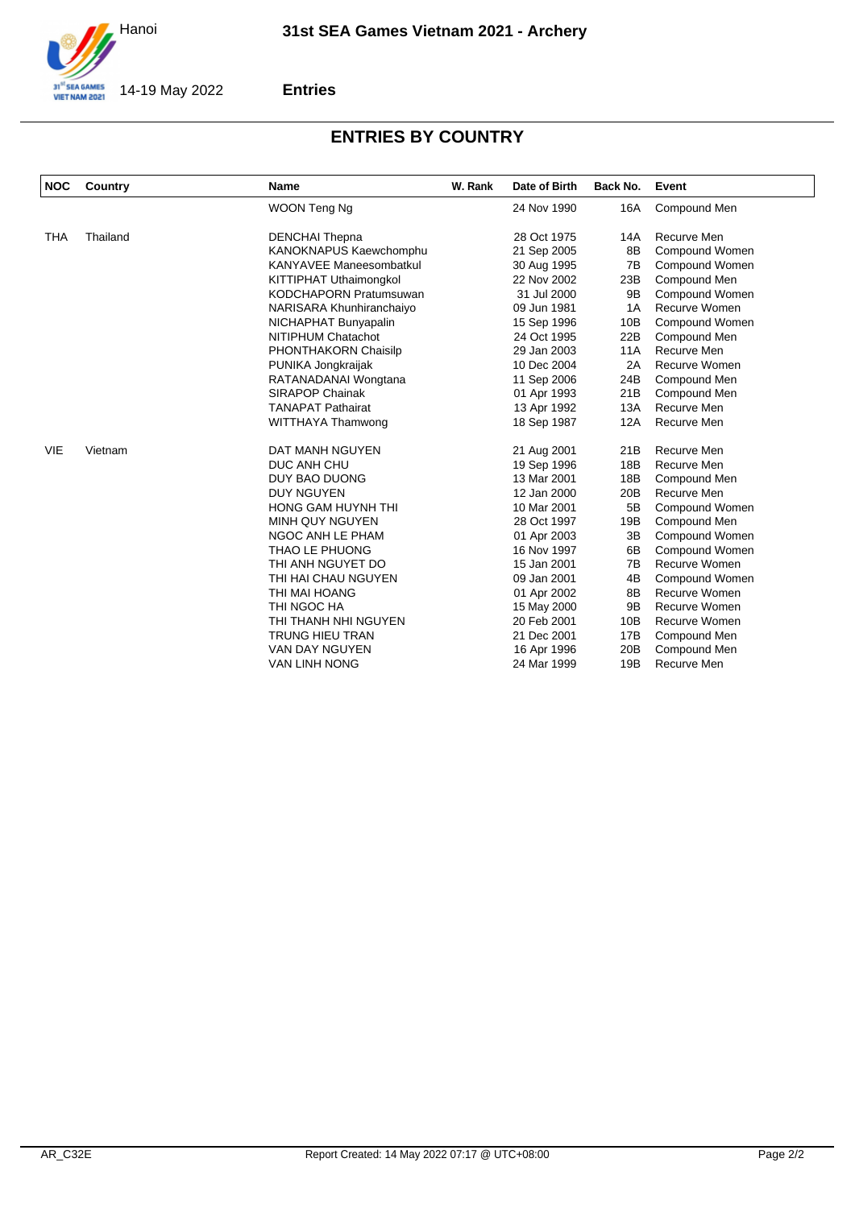# ENTRIES BY COUNTRY

| NOC | Country | Name | W. Rank | Date of Birth | Back No. | Event |
|---|---|---|---|---|---|---|
| | | WOON Teng Ng | | 24 Nov 1990 | 16A | Compound Men |
| THA | Thailand | DENCHAI Thepna | | 28 Oct 1975 | 14A | Recurve Men |
| | | KANOKNAPUS Kaewchomphu | | 21 Sep 2005 | 8B | Compound Women |
| | | KANYAVEE Maneesombatkul | | 30 Aug 1995 | 7B | Compound Women |
| | | KITTIPHAT Uthaimongkol | | 22 Nov 2002 | 23B | Compound Men |
| | | KODCHAPORN Pratumsuwan | | 31 Jul 2000 | 9B | Compound Women |
| | | NARISARA Khunhiranchaiyo | | 09 Jun 1981 | 1A | Recurve Women |
| | | NICHAPHAT Bunyapalin | | 15 Sep 1996 | 10B | Compound Women |
| | | NITIPHUM Chatachot | | 24 Oct 1995 | 22B | Compound Men |
| | | PHONTHAKORN Chaisilp | | 29 Jan 2003 | 11A | Recurve Men |
| | | PUNIKA Jongkraijak | | 10 Dec 2004 | 2A | Recurve Women |
| | | RATANADANAI Wongtana | | 11 Sep 2006 | 24B | Compound Men |
| | | SIRAPOP Chainak | | 01 Apr 1993 | 21B | Compound Men |
| | | TANAPAT Pathairat | | 13 Apr 1992 | 13A | Recurve Men |
| | | WITTHAYA Thamwong | | 18 Sep 1987 | 12A | Recurve Men |
| VIE | Vietnam | DAT MANH NGUYEN | | 21 Aug 2001 | 21B | Recurve Men |
| | | DUC ANH CHU | | 19 Sep 1996 | 18B | Recurve Men |
| | | DUY BAO DUONG | | 13 Mar 2001 | 18B | Compound Men |
| | | DUY NGUYEN | | 12 Jan 2000 | 20B | Recurve Men |
| | | HONG GAM HUYNH THI | | 10 Mar 2001 | 5B | Compound Women |
| | | MINH QUY NGUYEN | | 28 Oct 1997 | 19B | Compound Men |
| | | NGOC ANH LE PHAM | | 01 Apr 2003 | 3B | Compound Women |
| | | THAO LE PHUONG | | 16 Nov 1997 | 6B | Compound Women |
| | | THI ANH NGUYET DO | | 15 Jan 2001 | 7B | Recurve Women |
| | | THI HAI CHAU NGUYEN | | 09 Jan 2001 | 4B | Compound Women |
| | | THI MAI HOANG | | 01 Apr 2002 | 8B | Recurve Women |
| | | THI NGOC HA | | 15 May 2000 | 9B | Recurve Women |
| | | THI THANH NHI NGUYEN | | 20 Feb 2001 | 10B | Recurve Women |
| | | TRUNG HIEU TRAN | | 21 Dec 2001 | 17B | Compound Men |
| | | VAN DAY NGUYEN | | 16 Apr 1996 | 20B | Compound Men |
| | | VAN LINH NONG | | 24 Mar 1999 | 19B | Recurve Men |

AR_C32E Report Created: 14 May 2022 07:17 @ UTC+08:00